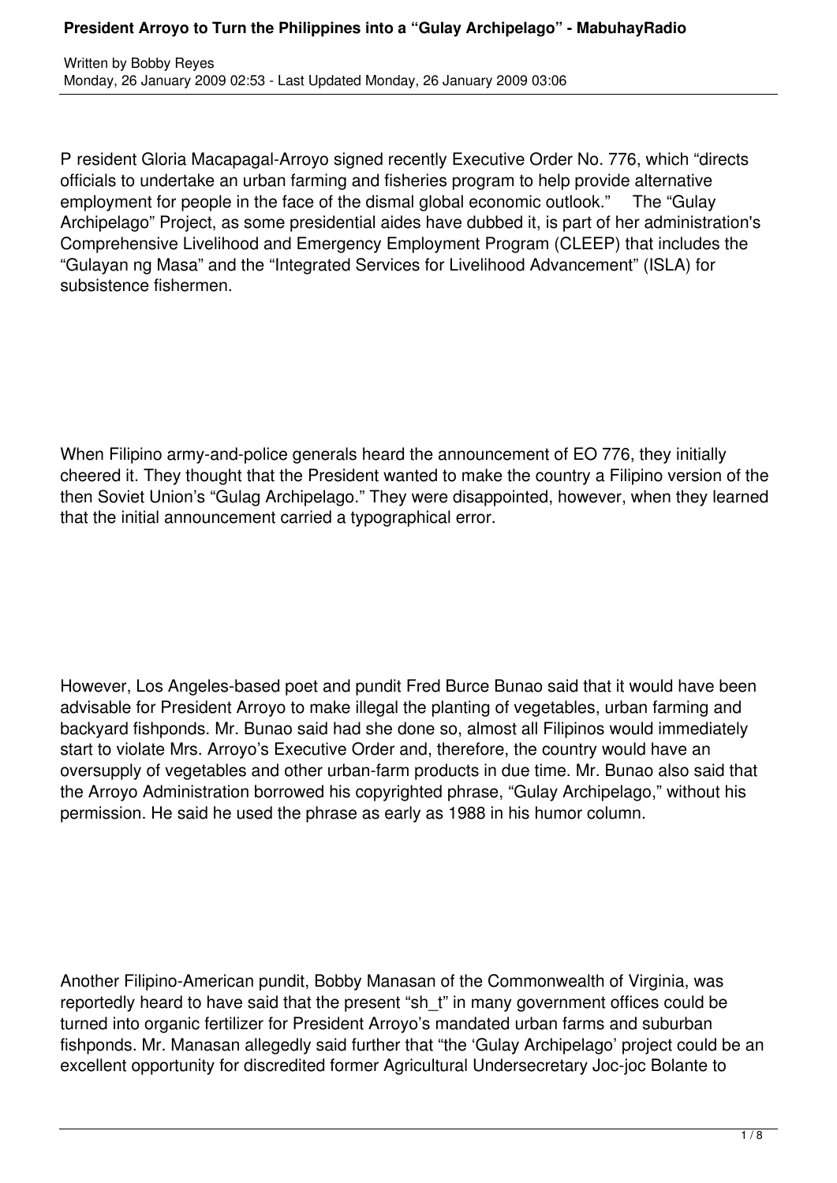# President Arroyo to Turn the Philippines into a "Gulay Archipelago" - MabuhayRadio

Written by Bobby Reyes
Monday, 26 January 2009 02:53 - Last Updated Monday, 26 January 2009 03:06

President Gloria Macapagal-Arroyo signed recently Executive Order No. 776, which "directs officials to undertake an urban farming and fisheries program to help provide alternative employment for people in the face of the dismal global economic outlook." The "Gulay Archipelago" Project, as some presidential aides have dubbed it, is part of her administration's Comprehensive Livelihood and Emergency Employment Program (CLEEP) that includes the "Gulayan ng Masa" and the "Integrated Services for Livelihood Advancement" (ISLA) for subsistence fishermen.

When Filipino army-and-police generals heard the announcement of EO 776, they initially cheered it. They thought that the President wanted to make the country a Filipino version of the then Soviet Union's "Gulag Archipelago." They were disappointed, however, when they learned that the initial announcement carried a typographical error.

However, Los Angeles-based poet and pundit Fred Burce Bunao said that it would have been advisable for President Arroyo to make illegal the planting of vegetables, urban farming and backyard fishponds. Mr. Bunao said had she done so, almost all Filipinos would immediately start to violate Mrs. Arroyo's Executive Order and, therefore, the country would have an oversupply of vegetables and other urban-farm products in due time. Mr. Bunao also said that the Arroyo Administration borrowed his copyrighted phrase, "Gulay Archipelago," without his permission. He said he used the phrase as early as 1988 in his humor column.

Another Filipino-American pundit, Bobby Manasan of the Commonwealth of Virginia, was reportedly heard to have said that the present "sh_t" in many government offices could be turned into organic fertilizer for President Arroyo's mandated urban farms and suburban fishponds. Mr. Manasan allegedly said further that "the 'Gulay Archipelago' project could be an excellent opportunity for discredited former Agricultural Undersecretary Joc-joc Bolante to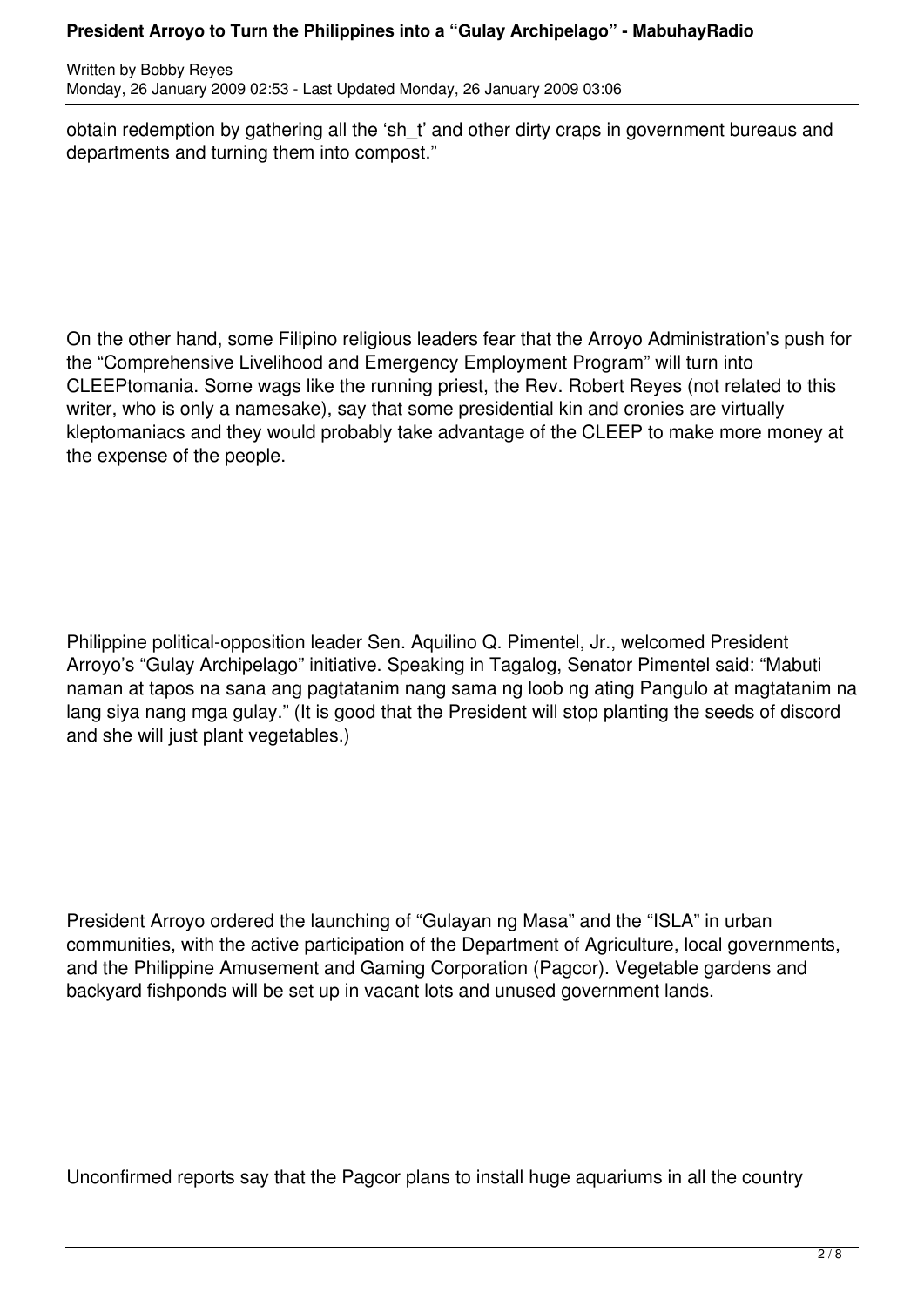obtain redemption by gathering all the 'sh_t' and other dirty craps in government bureaus and departments and turning them into compost."

On the other hand, some Filipino religious leaders fear that the Arroyo Administration's push for the "Comprehensive Livelihood and Emergency Employment Program" will turn into CLEEPtomania. Some wags like the running priest, the Rev. Robert Reyes (not related to this writer, who is only a namesake), say that some presidential kin and cronies are virtually kleptomaniacs and they would probably take advantage of the CLEEP to make more money at the expense of the people.

Philippine political-opposition leader Sen. Aquilino Q. Pimentel, Jr., welcomed President Arroyo's "Gulay Archipelago" initiative. Speaking in Tagalog, Senator Pimentel said: "Mabuti naman at tapos na sana ang pagtatanim nang sama ng loob ng ating Pangulo at magtatanim na lang siya nang mga gulay." (It is good that the President will stop planting the seeds of discord and she will just plant vegetables.)

President Arroyo ordered the launching of "Gulayan ng Masa" and the "ISLA" in urban communities, with the active participation of the Department of Agriculture, local governments, and the Philippine Amusement and Gaming Corporation (Pagcor). Vegetable gardens and backyard fishponds will be set up in vacant lots and unused government lands.

Unconfirmed reports say that the Pagcor plans to install huge aquariums in all the country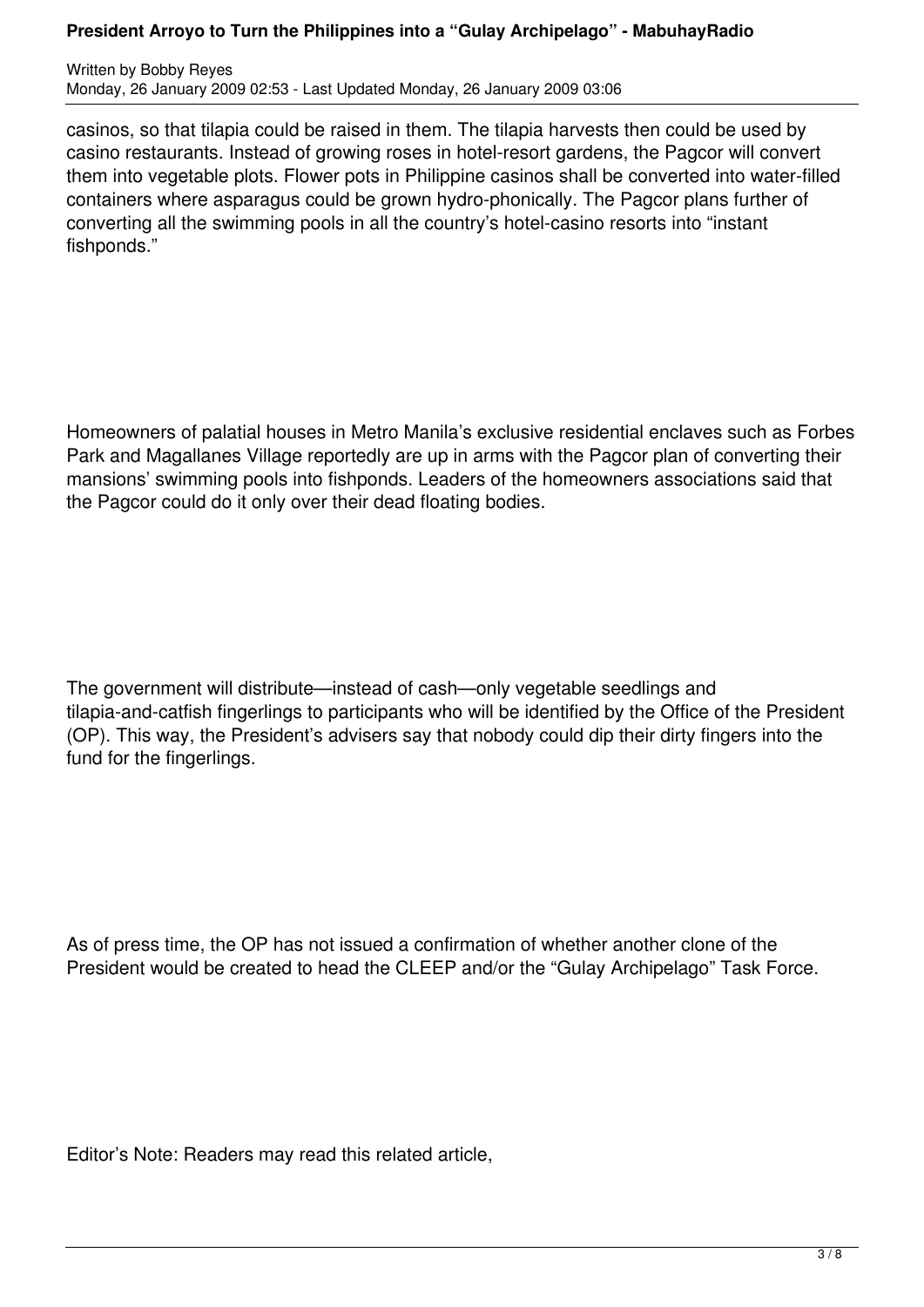casinos, so that tilapia could be raised in them. The tilapia harvests then could be used by casino restaurants. Instead of growing roses in hotel-resort gardens, the Pagcor will convert them into vegetable plots. Flower pots in Philippine casinos shall be converted into water-filled containers where asparagus could be grown hydro-phonically. The Pagcor plans further of converting all the swimming pools in all the country's hotel-casino resorts into "instant fishponds."

Homeowners of palatial houses in Metro Manila's exclusive residential enclaves such as Forbes Park and Magallanes Village reportedly are up in arms with the Pagcor plan of converting their mansions' swimming pools into fishponds. Leaders of the homeowners associations said that the Pagcor could do it only over their dead floating bodies.

The government will distribute—instead of cash—only vegetable seedlings and tilapia-and-catfish fingerlings to participants who will be identified by the Office of the President (OP). This way, the President's advisers say that nobody could dip their dirty fingers into the fund for the fingerlings.

As of press time, the OP has not issued a confirmation of whether another clone of the President would be created to head the CLEEP and/or the "Gulay Archipelago" Task Force.

Editor's Note: Readers may read this related article,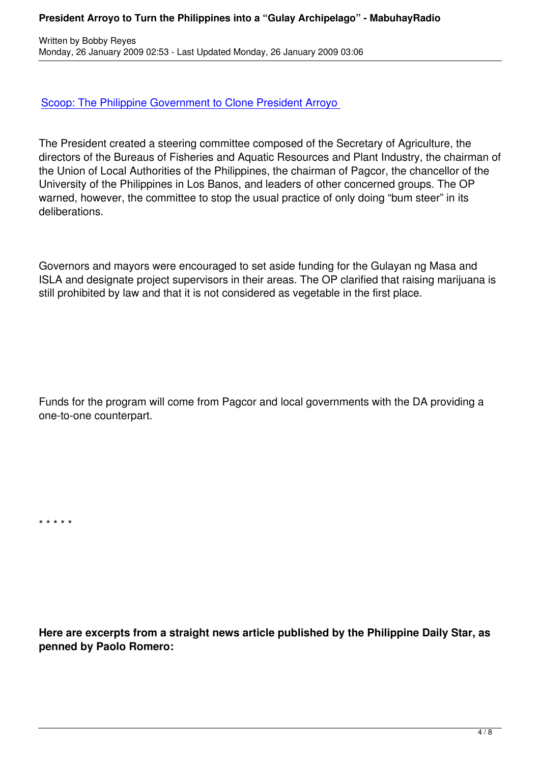[Scoop: The Philippine Government to Clone President Arroyo](#)

The President created a steering committee composed of the Secretary of Agriculture, the directors of the Bureaus of Fisheries and Aquatic Resources and Plant Industry, the chairman of the Union of Local Authorities of the Philippines, the chairman of Pagcor, the chancellor of the University of the Philippines in Los Banos, and leaders of other concerned groups. The OP warned, however, the committee to stop the usual practice of only doing "bum steer" in its deliberations.

Governors and mayors were encouraged to set aside funding for the Gulayan ng Masa and ISLA and designate project supervisors in their areas. The OP clarified that raising marijuana is still prohibited by law and that it is not considered as vegetable in the first place.

Funds for the program will come from Pagcor and local governments with the DA providing a one-to-one counterpart.

* * * * *

**Here are excerpts from a straight news article published by the Philippine Daily Star, as penned by Paolo Romero:**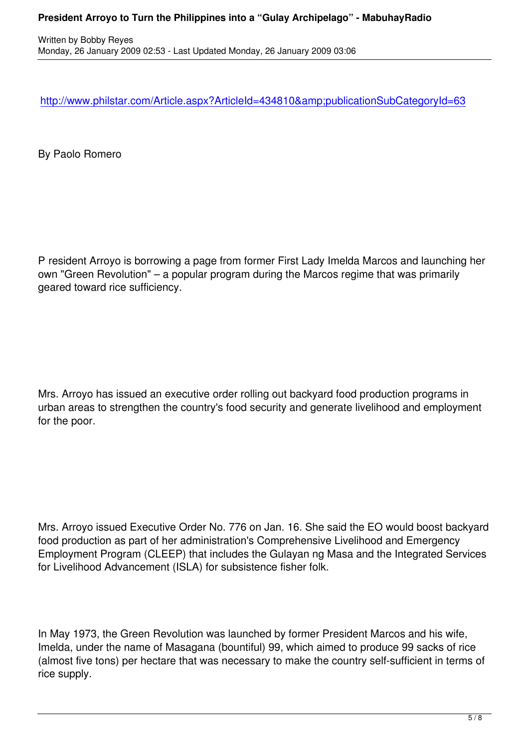http://www.philstar.com/Article.aspx?ArticleId=434810&amp;publicationSubCategoryId=63

By Paolo Romero

P resident Arroyo is borrowing a page from former First Lady Imelda Marcos and launching her own "Green Revolution" – a popular program during the Marcos regime that was primarily geared toward rice sufficiency.

Mrs. Arroyo has issued an executive order rolling out backyard food production programs in urban areas to strengthen the country's food security and generate livelihood and employment for the poor.

Mrs. Arroyo issued Executive Order No. 776 on Jan. 16. She said the EO would boost backyard food production as part of her administration's Comprehensive Livelihood and Emergency Employment Program (CLEEP) that includes the Gulayan ng Masa and the Integrated Services for Livelihood Advancement (ISLA) for subsistence fisher folk.

In May 1973, the Green Revolution was launched by former President Marcos and his wife, Imelda, under the name of Masagana (bountiful) 99, which aimed to produce 99 sacks of rice (almost five tons) per hectare that was necessary to make the country self-sufficient in terms of rice supply.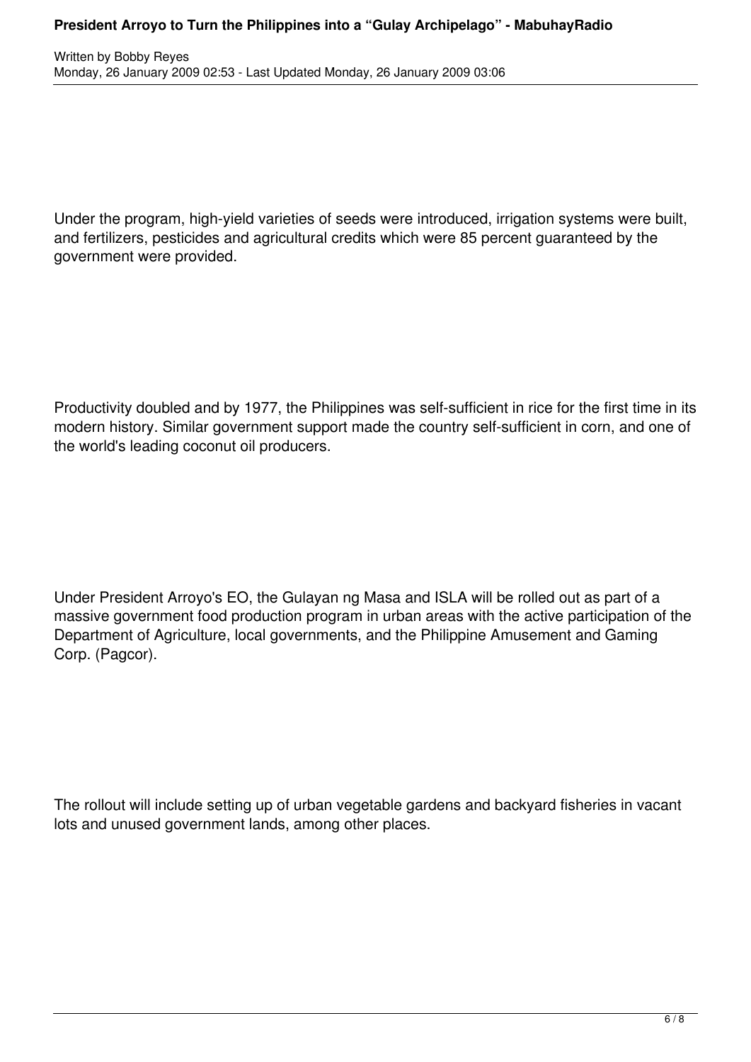Under the program, high-yield varieties of seeds were introduced, irrigation systems were built, and fertilizers, pesticides and agricultural credits which were 85 percent guaranteed by the government were provided.

Productivity doubled and by 1977, the Philippines was self-sufficient in rice for the first time in its modern history. Similar government support made the country self-sufficient in corn, and one of the world's leading coconut oil producers.

Under President Arroyo's EO, the Gulayan ng Masa and ISLA will be rolled out as part of a massive government food production program in urban areas with the active participation of the Department of Agriculture, local governments, and the Philippine Amusement and Gaming Corp. (Pagcor).

The rollout will include setting up of urban vegetable gardens and backyard fisheries in vacant lots and unused government lands, among other places.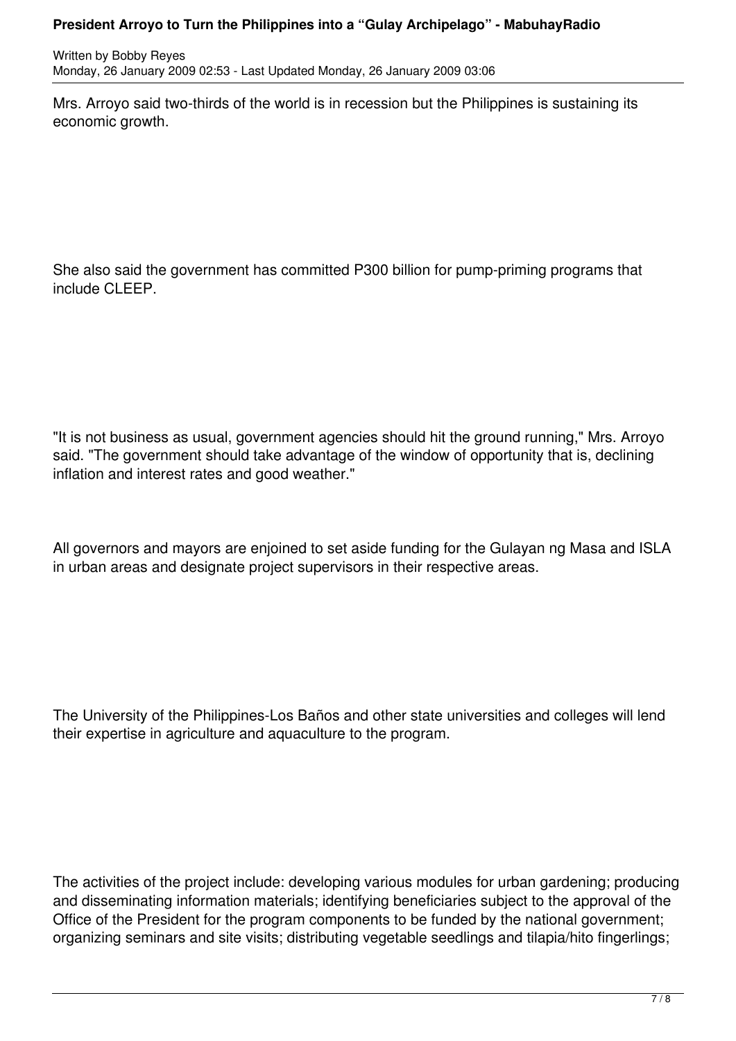Mrs. Arroyo said two-thirds of the world is in recession but the Philippines is sustaining its economic growth.

She also said the government has committed P300 billion for pump-priming programs that include CLEEP.

"It is not business as usual, government agencies should hit the ground running," Mrs. Arroyo said. "The government should take advantage of the window of opportunity that is, declining inflation and interest rates and good weather."

All governors and mayors are enjoined to set aside funding for the Gulayan ng Masa and ISLA in urban areas and designate project supervisors in their respective areas.

The University of the Philippines-Los Baños and other state universities and colleges will lend their expertise in agriculture and aquaculture to the program.

The activities of the project include: developing various modules for urban gardening; producing and disseminating information materials; identifying beneficiaries subject to the approval of the Office of the President for the program components to be funded by the national government; organizing seminars and site visits; distributing vegetable seedlings and tilapia/hito fingerlings;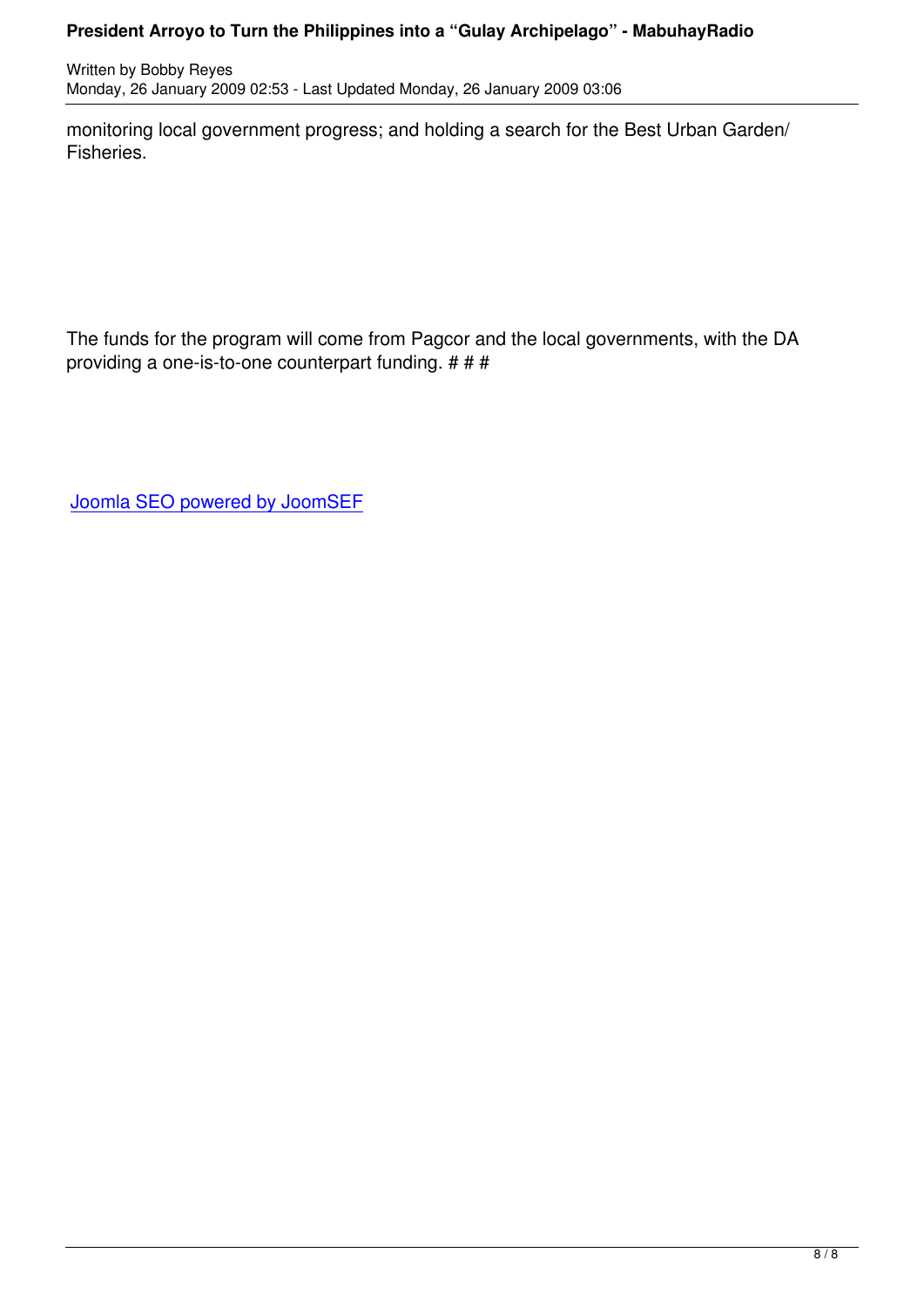monitoring local government progress; and holding a search for the Best Urban Garden/ Fisheries.

The funds for the program will come from Pagcor and the local governments, with the DA providing a one-is-to-one counterpart funding. # # #

Joomla SEO powered by JoomSEF